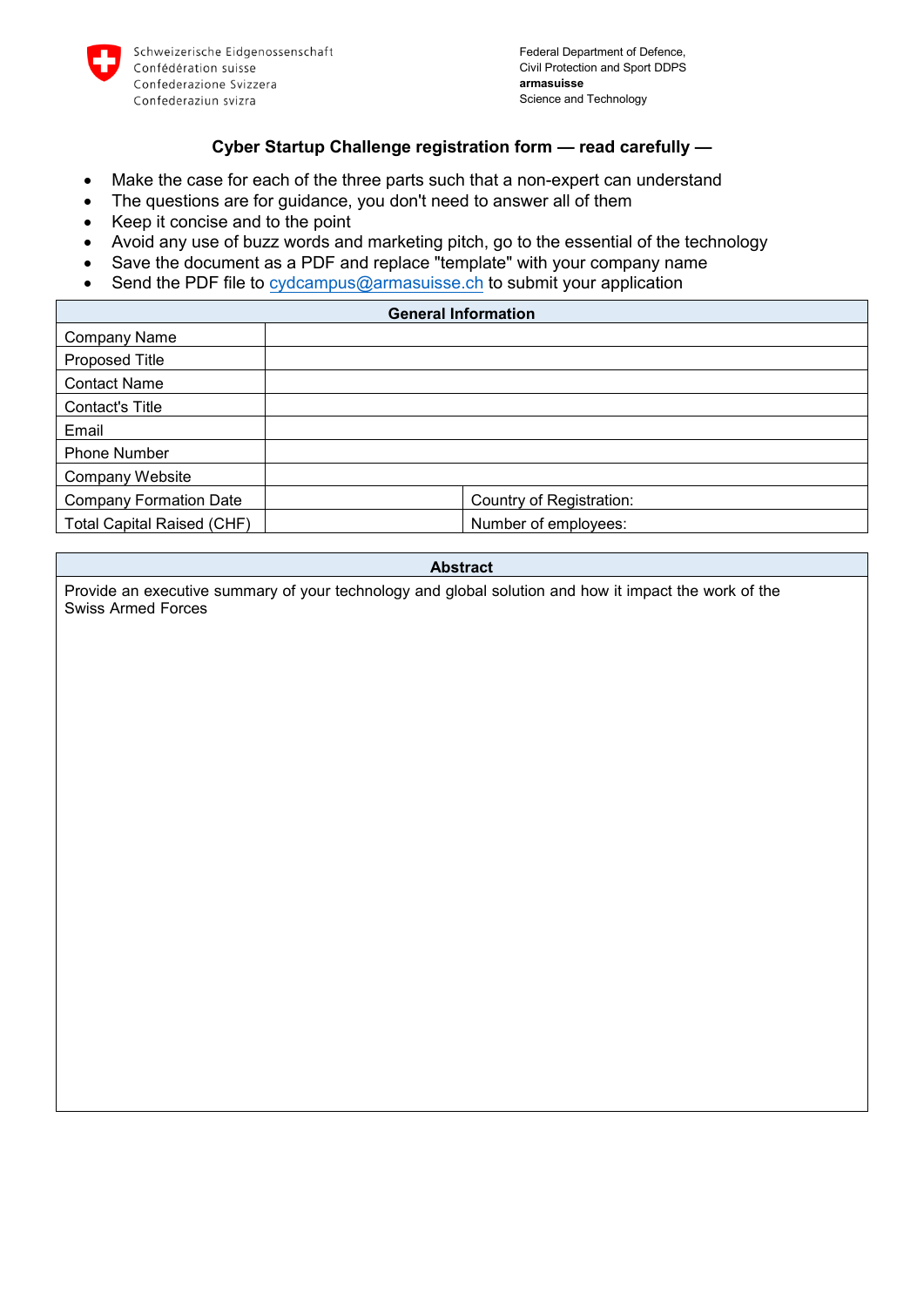Schweizerische Eidgenossenschaft
Confédération suisse
Confederazione Svizzera
Confederaziun svizra

Federal Department of Defence,
Civil Protection and Sport DDPS
**armasuisse**
Science and Technology

## Cyber Startup Challenge registration form — read carefully —

- Make the case for each of the three parts such that a non-expert can understand
- The questions are for guidance, you don't need to answer all of them
- Keep it concise and to the point
- Avoid any use of buzz words and marketing pitch, go to the essential of the technology
- Save the document as a PDF and replace "template" with your company name
- Send the PDF file to cydcampus@armasuisse.ch to submit your application

| **General Information** | | |
|---|---|---|
| Company Name | | |
| Proposed Title | | |
| Contact Name | | |
| Contact's Title | | |
| Email | | |
| Phone Number | | |
| Company Website | | |
| Company Formation Date | | Country of Registration: |
| Total Capital Raised (CHF) | | Number of employees: |

| **Abstract** |
|---|
| Provide an executive summary of your technology and global solution and how it impact the work of the Swiss Armed Forces |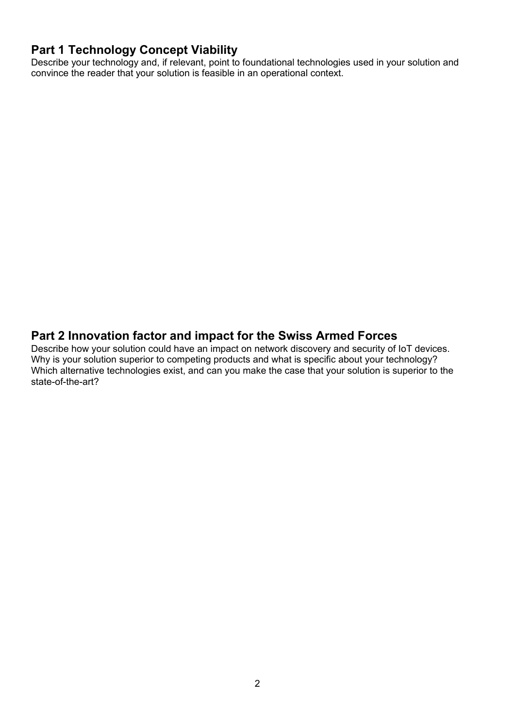## Part 1 Technology Concept Viability

Describe your technology and, if relevant, point to foundational technologies used in your solution and convince the reader that your solution is feasible in an operational context.

## Part 2 Innovation factor and impact for the Swiss Armed Forces

Describe how your solution could have an impact on network discovery and security of IoT devices. Why is your solution superior to competing products and what is specific about your technology? Which alternative technologies exist, and can you make the case that your solution is superior to the state-of-the-art?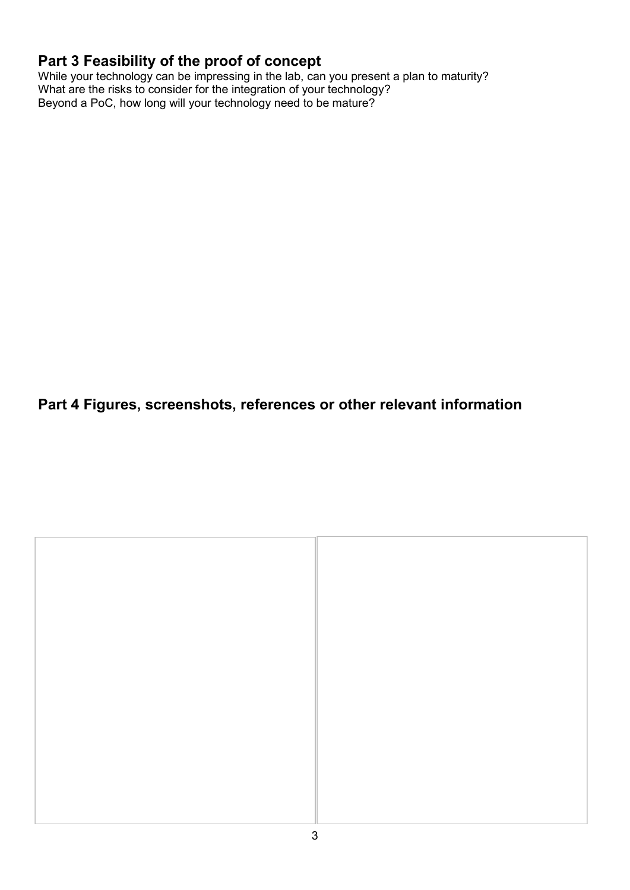## Part 3 Feasibility of the proof of concept

While your technology can be impressing in the lab, can you present a plan to maturity?
What are the risks to consider for the integration of your technology?
Beyond a PoC, how long will your technology need to be mature?

## Part 4 Figures, screenshots, references or other relevant information